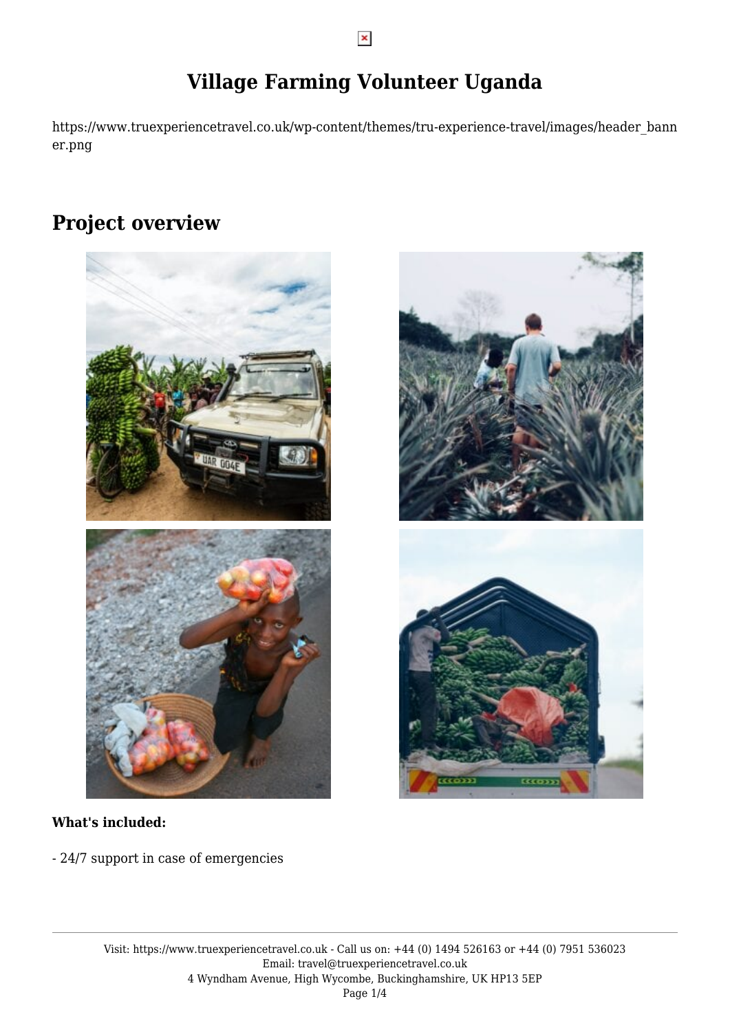# Village Farming Volunteer Uganda

https://www.truexperiencetravel.co.uk/wp-content/themes/tru-experience-travel/images/header_banner.png

## Project overview

**What's included:**

- 24/7 support in case of emergencies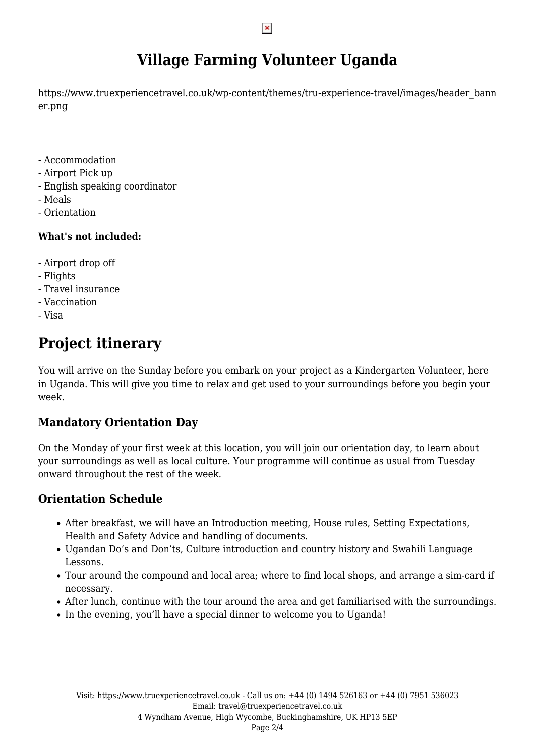# Village Farming Volunteer Uganda

https://www.truexperiencetravel.co.uk/wp-content/themes/tru-experience-travel/images/header_banner.png

- Accommodation
- Airport Pick up
- English speaking coordinator
- Meals
- Orientation

**What's not included:**

- Airport drop off
- Flights
- Travel insurance
- Vaccination
- Visa

# Project itinerary

You will arrive on the Sunday before you embark on your project as a Kindergarten Volunteer, here in Uganda. This will give you time to relax and get used to your surroundings before you begin your week.

## Mandatory Orientation Day

On the Monday of your first week at this location, you will join our orientation day, to learn about your surroundings as well as local culture. Your programme will continue as usual from Tuesday onward throughout the rest of the week.

## Orientation Schedule

- After breakfast, we will have an Introduction meeting, House rules, Setting Expectations, Health and Safety Advice and handling of documents.
- Ugandan Do's and Don'ts, Culture introduction and country history and Swahili Language Lessons.
- Tour around the compound and local area; where to find local shops, and arrange a sim-card if necessary.
- After lunch, continue with the tour around the area and get familiarised with the surroundings.
- In the evening, you'll have a special dinner to welcome you to Uganda!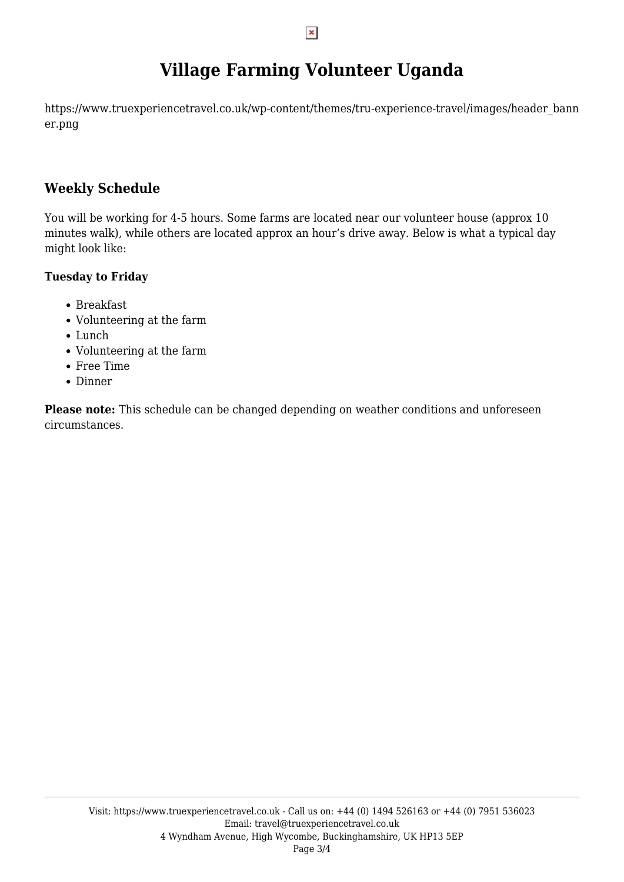# Village Farming Volunteer Uganda

https://www.truexperiencetravel.co.uk/wp-content/themes/tru-experience-travel/images/header_banner.png

## Weekly Schedule

You will be working for 4-5 hours. Some farms are located near our volunteer house (approx 10 minutes walk), while others are located approx an hour's drive away. Below is what a typical day might look like:

**Tuesday to Friday**

- Breakfast
- Volunteering at the farm
- Lunch
- Volunteering at the farm
- Free Time
- Dinner

**Please note:** This schedule can be changed depending on weather conditions and unforeseen circumstances.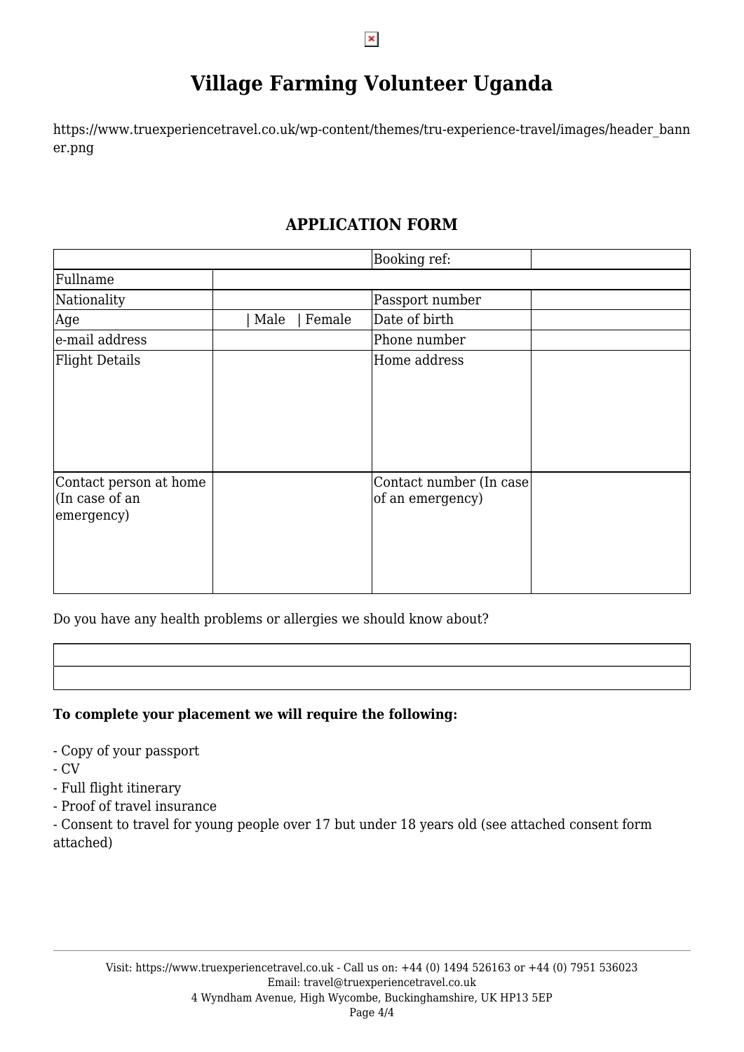# Village Farming Volunteer Uganda

https://www.truexperiencetravel.co.uk/wp-content/themes/tru-experience-travel/images/header_banner.png

## APPLICATION FORM

| | | | |
|---|---|---|---|
| | | Booking ref: | |
| Fullname | | | |
| Nationality | | Passport number | |
| Age | \| Male \| Female | Date of birth | |
| e-mail address | | Phone number | |
| Flight Details | | Home address | |
| Contact person at home (In case of an emergency) | | Contact number (In case of an emergency) | |

Do you have any health problems or allergies we should know about?

| |
|---|
| |
| |

**To complete your placement we will require the following:**

- Copy of your passport
- CV
- Full flight itinerary
- Proof of travel insurance
- Consent to travel for young people over 17 but under 18 years old (see attached consent form attached)